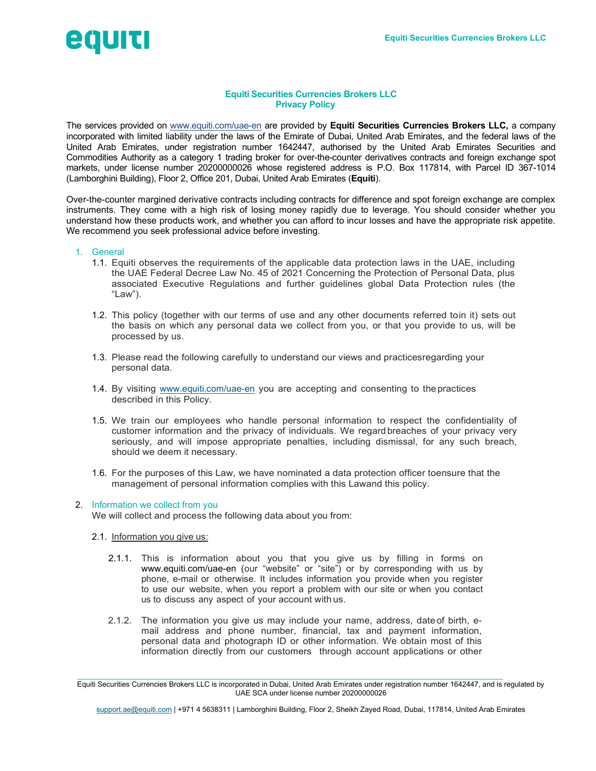# Equiti Securities Currencies Brokers LLC
## Privacy Policy

The services provided on www.equiti.com/uae-en are provided by **Equiti Securities Currencies Brokers LLC,** a company incorporated with limited liability under the laws of the Emirate of Dubai, United Arab Emirates, and the federal laws of the United Arab Emirates, under registration number 1642447, authorised by the United Arab Emirates Securities and Commodities Authority as a category 1 trading broker for over-the-counter derivatives contracts and foreign exchange spot markets, under license number 20200000026 whose registered address is P.O. Box 117814, with Parcel ID 367-1014 (Lamborghini Building), Floor 2, Office 201, Dubai, United Arab Emirates (**Equiti**).

Over-the-counter margined derivative contracts including contracts for difference and spot foreign exchange are complex instruments. They come with a high risk of losing money rapidly due to leverage. You should consider whether you understand how these products work, and whether you can afford to incur losses and have the appropriate risk appetite. We recommend you seek professional advice before investing.

1. General

1.1. Equiti observes the requirements of the applicable data protection laws in the UAE, including the UAE Federal Decree Law No. 45 of 2021 Concerning the Protection of Personal Data, plus associated Executive Regulations and further guidelines global Data Protection rules (the "Law").

1.2. This policy (together with our terms of use and any other documents referred toin it) sets out the basis on which any personal data we collect from you, or that you provide to us, will be processed by us.

1.3. Please read the following carefully to understand our views and practicesregarding your personal data.

1.4. By visiting www.equiti.com/uae-en you are accepting and consenting to thepractices described in this Policy.

1.5. We train our employees who handle personal information to respect the confidentiality of customer information and the privacy of individuals. We regardbreaches of your privacy very seriously, and will impose appropriate penalties, including dismissal, for any such breach, should we deem it necessary.

1.6. For the purposes of this Law, we have nominated a data protection officer toensure that the management of personal information complies with this Lawand this policy.

2. Information we collect from you

We will collect and process the following data about you from:

2.1. Information you give us:

2.1.1. This is information about you that you give us by filling in forms on www.equiti.com/uae-en (our "website" or "site") or by corresponding with us by phone, e-mail or otherwise. It includes information you provide when you register to use our website, when you report a problem with our site or when you contact us to discuss any aspect of your account with us.

2.1.2. The information you give us may include your name, address, dateof birth, e-mail address and phone number, financial, tax and payment information, personal data and photograph ID or other information. We obtain most of this information directly from our customers through account applications or other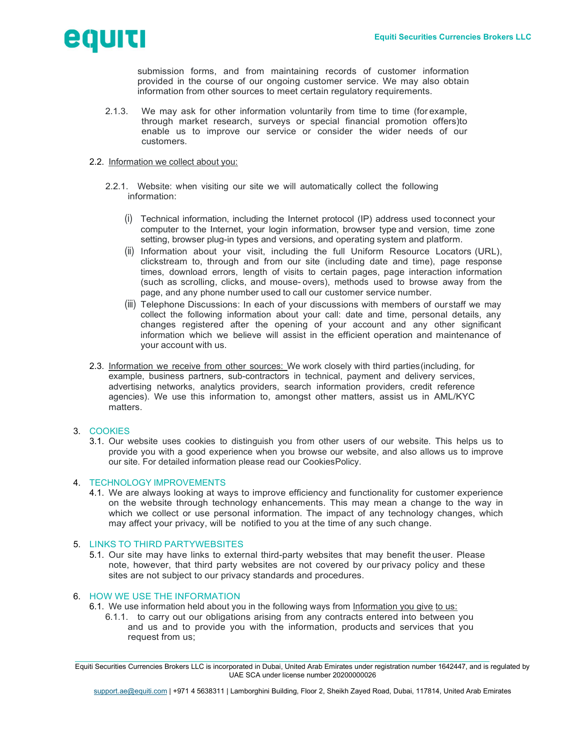submission forms, and from maintaining records of customer information provided in the course of our ongoing customer service. We may also obtain information from other sources to meet certain regulatory requirements.

2.1.3. We may ask for other information voluntarily from time to time (for example, through market research, surveys or special financial promotion offers) to enable us to improve our service or consider the wider needs of our customers.

2.2. Information we collect about you:

2.2.1. Website: when visiting our site we will automatically collect the following information:

(i) Technical information, including the Internet protocol (IP) address used to connect your computer to the Internet, your login information, browser type and version, time zone setting, browser plug-in types and versions, and operating system and platform.

(ii) Information about your visit, including the full Uniform Resource Locators (URL), clickstream to, through and from our site (including date and time), page response times, download errors, length of visits to certain pages, page interaction information (such as scrolling, clicks, and mouse- overs), methods used to browse away from the page, and any phone number used to call our customer service number.

(iii) Telephone Discussions: In each of your discussions with members of our staff we may collect the following information about your call: date and time, personal details, any changes registered after the opening of your account and any other significant information which we believe will assist in the efficient operation and maintenance of your account with us.

2.3. Information we receive from other sources: We work closely with third parties (including, for example, business partners, sub-contractors in technical, payment and delivery services, advertising networks, analytics providers, search information providers, credit reference agencies). We use this information to, amongst other matters, assist us in AML/KYC matters.

## 3. COOKIES

3.1. Our website uses cookies to distinguish you from other users of our website. This helps us to provide you with a good experience when you browse our website, and also allows us to improve our site. For detailed information please read our Cookies Policy.

## 4. TECHNOLOGY IMPROVEMENTS

4.1. We are always looking at ways to improve efficiency and functionality for customer experience on the website through technology enhancements. This may mean a change to the way in which we collect or use personal information. The impact of any technology changes, which may affect your privacy, will be notified to you at the time of any such change.

## 5. LINKS TO THIRD PARTY WEBSITES

5.1. Our site may have links to external third-party websites that may benefit the user. Please note, however, that third party websites are not covered by our privacy policy and these sites are not subject to our privacy standards and procedures.

## 6. HOW WE USE THE INFORMATION

6.1. We use information held about you in the following ways from Information you give to us:

6.1.1. to carry out our obligations arising from any contracts entered into between you and us and to provide you with the information, products and services that you request from us;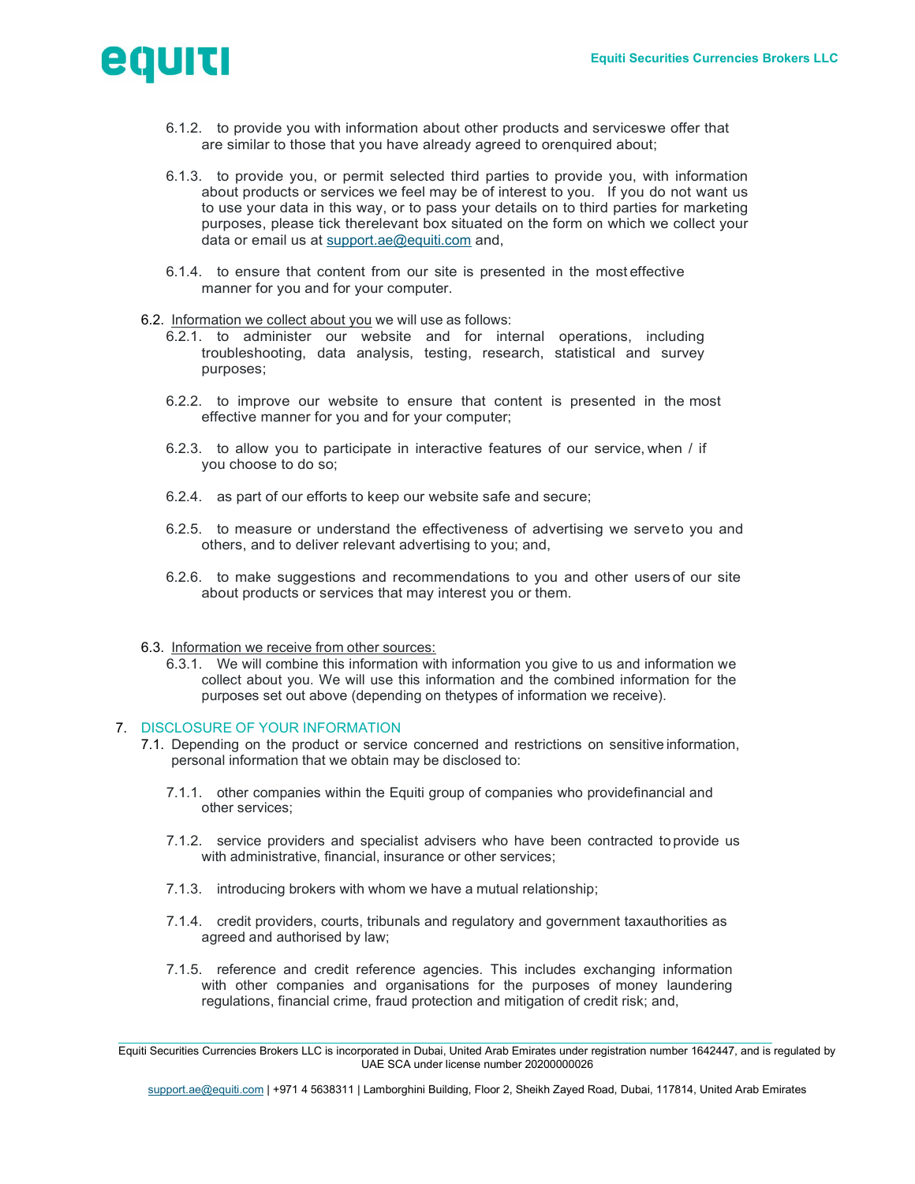6.1.2. to provide you with information about other products and serviceswe offer that are similar to those that you have already agreed to orenquired about;

6.1.3. to provide you, or permit selected third parties to provide you, with information about products or services we feel may be of interest to you. If you do not want us to use your data in this way, or to pass your details on to third parties for marketing purposes, please tick therelevant box situated on the form on which we collect your data or email us at support.ae@equiti.com and,

6.1.4. to ensure that content from our site is presented in the most effective manner for you and for your computer.

6.2. Information we collect about you we will use as follows:

6.2.1. to administer our website and for internal operations, including troubleshooting, data analysis, testing, research, statistical and survey purposes;

6.2.2. to improve our website to ensure that content is presented in the most effective manner for you and for your computer;

6.2.3. to allow you to participate in interactive features of our service, when / if you choose to do so;

6.2.4. as part of our efforts to keep our website safe and secure;

6.2.5. to measure or understand the effectiveness of advertising we serveto you and others, and to deliver relevant advertising to you; and,

6.2.6. to make suggestions and recommendations to you and other users of our site about products or services that may interest you or them.

6.3. Information we receive from other sources:

6.3.1. We will combine this information with information you give to us and information we collect about you. We will use this information and the combined information for the purposes set out above (depending on thetypes of information we receive).

## 7. DISCLOSURE OF YOUR INFORMATION

7.1. Depending on the product or service concerned and restrictions on sensitive information, personal information that we obtain may be disclosed to:

7.1.1. other companies within the Equiti group of companies who providefinancial and other services;

7.1.2. service providers and specialist advisers who have been contracted to provide us with administrative, financial, insurance or other services;

7.1.3. introducing brokers with whom we have a mutual relationship;

7.1.4. credit providers, courts, tribunals and regulatory and government taxauthorities as agreed and authorised by law;

7.1.5. reference and credit reference agencies. This includes exchanging information with other companies and organisations for the purposes of money laundering regulations, financial crime, fraud protection and mitigation of credit risk; and,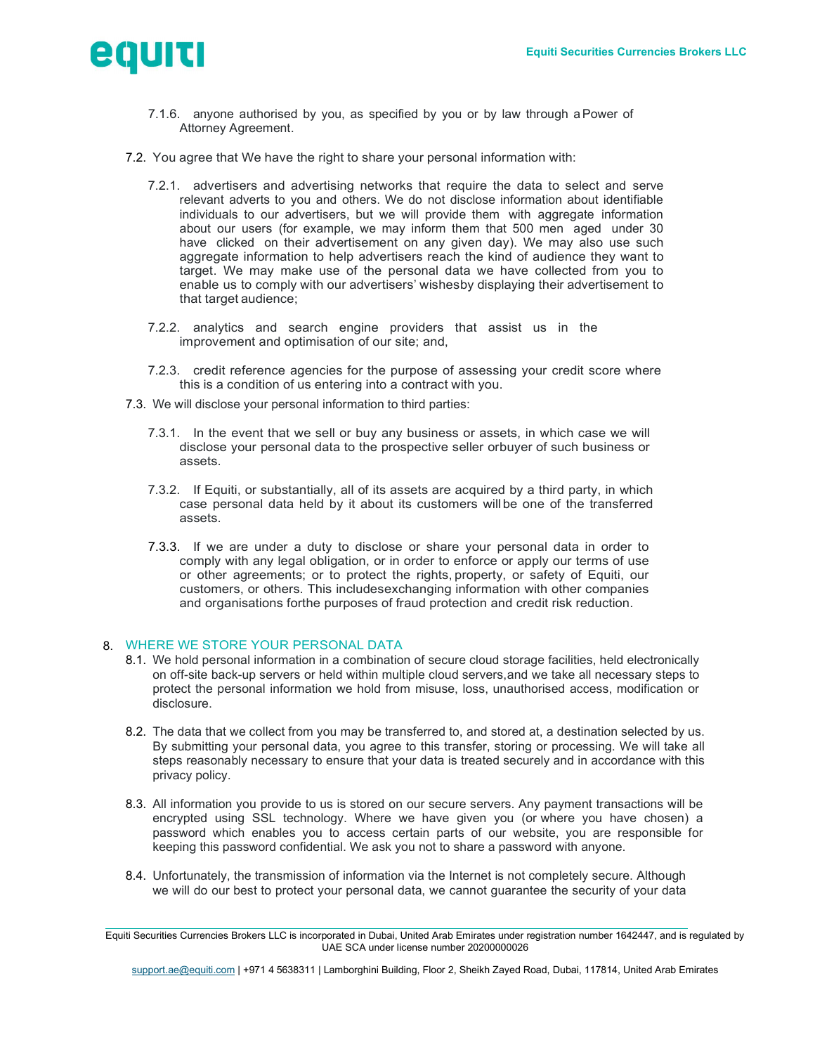7.1.6. anyone authorised by you, as specified by you or by law through a Power of Attorney Agreement.

7.2. You agree that We have the right to share your personal information with:

7.2.1. advertisers and advertising networks that require the data to select and serve relevant adverts to you and others. We do not disclose information about identifiable individuals to our advertisers, but we will provide them with aggregate information about our users (for example, we may inform them that 500 men aged under 30 have clicked on their advertisement on any given day). We may also use such aggregate information to help advertisers reach the kind of audience they want to target. We may make use of the personal data we have collected from you to enable us to comply with our advertisers' wishesby displaying their advertisement to that target audience;

7.2.2. analytics and search engine providers that assist us in the improvement and optimisation of our site; and,

7.2.3. credit reference agencies for the purpose of assessing your credit score where this is a condition of us entering into a contract with you.

7.3. We will disclose your personal information to third parties:

7.3.1. In the event that we sell or buy any business or assets, in which case we will disclose your personal data to the prospective seller orbuyer of such business or assets.

7.3.2. If Equiti, or substantially, all of its assets are acquired by a third party, in which case personal data held by it about its customers will be one of the transferred assets.

7.3.3. If we are under a duty to disclose or share your personal data in order to comply with any legal obligation, or in order to enforce or apply our terms of use or other agreements; or to protect the rights, property, or safety of Equiti, our customers, or others. This includesexchanging information with other companies and organisations forthe purposes of fraud protection and credit risk reduction.

## 8. WHERE WE STORE YOUR PERSONAL DATA

8.1. We hold personal information in a combination of secure cloud storage facilities, held electronically on off-site back-up servers or held within multiple cloud servers,and we take all necessary steps to protect the personal information we hold from misuse, loss, unauthorised access, modification or disclosure.

8.2. The data that we collect from you may be transferred to, and stored at, a destination selected by us. By submitting your personal data, you agree to this transfer, storing or processing. We will take all steps reasonably necessary to ensure that your data is treated securely and in accordance with this privacy policy.

8.3. All information you provide to us is stored on our secure servers. Any payment transactions will be encrypted using SSL technology. Where we have given you (or where you have chosen) a password which enables you to access certain parts of our website, you are responsible for keeping this password confidential. We ask you not to share a password with anyone.

8.4. Unfortunately, the transmission of information via the Internet is not completely secure. Although we will do our best to protect your personal data, we cannot guarantee the security of your data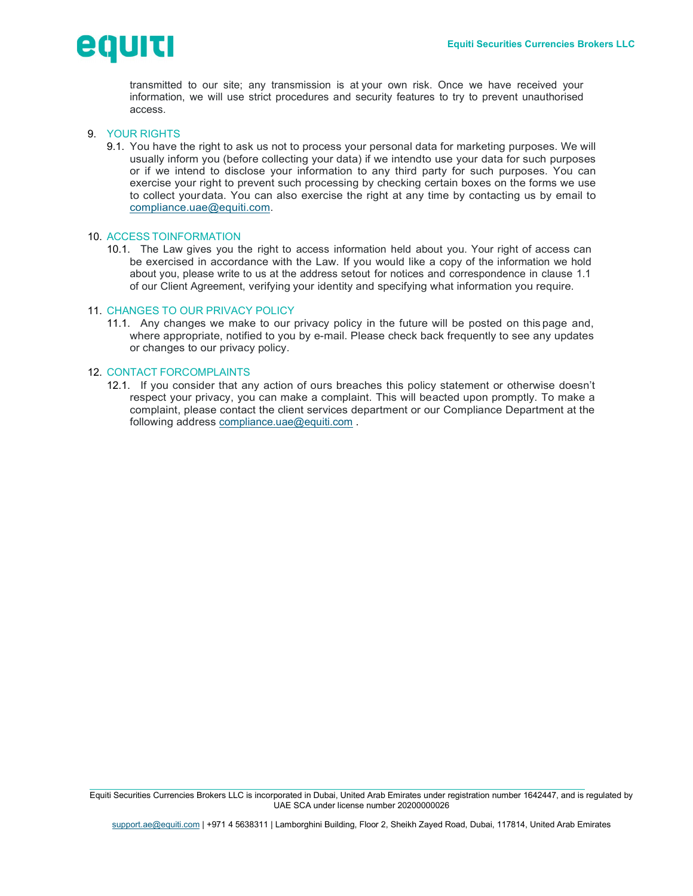transmitted to our site; any transmission is at your own risk. Once we have received your information, we will use strict procedures and security features to try to prevent unauthorised access.

9. YOUR RIGHTS
    9.1. You have the right to ask us not to process your personal data for marketing purposes. We will usually inform you (before collecting your data) if we intendto use your data for such purposes or if we intend to disclose your information to any third party for such purposes. You can exercise your right to prevent such processing by checking certain boxes on the forms we use to collect yourdata. You can also exercise the right at any time by contacting us by email to compliance.uae@equiti.com.

10. ACCESS TOINFORMATION
    10.1. The Law gives you the right to access information held about you. Your right of access can be exercised in accordance with the Law. If you would like a copy of the information we hold about you, please write to us at the address setout for notices and correspondence in clause 1.1 of our Client Agreement, verifying your identity and specifying what information you require.

11. CHANGES TO OUR PRIVACY POLICY
    11.1. Any changes we make to our privacy policy in the future will be posted on this page and, where appropriate, notified to you by e-mail. Please check back frequently to see any updates or changes to our privacy policy.

12. CONTACT FORCOMPLAINTS
    12.1. If you consider that any action of ours breaches this policy statement or otherwise doesn't respect your privacy, you can make a complaint. This will beacted upon promptly. To make a complaint, please contact the client services department or our Compliance Department at the following address compliance.uae@equiti.com .